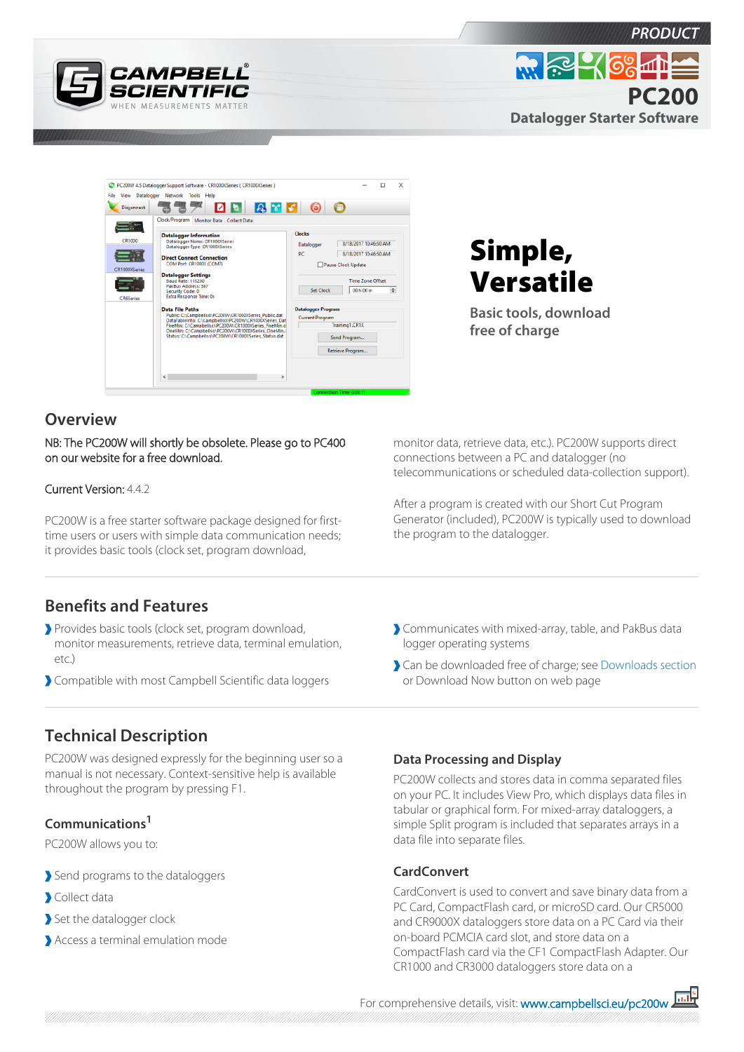PRODUCT

# PC200

Datalogger Starter Software

# Simple, Versatile

Basic tools, download free of charge

## Overview

NB: The PC200W will shortly be obsolete. Please go to PC400 on our website for a free download.

Current Version: 4.4.2

PC200W is a free starter software package designed for first-time users or users with simple data communication needs; it provides basic tools (clock set, program download, monitor data, retrieve data, etc.). PC200W supports direct connections between a PC and datalogger (no telecommunications or scheduled data-collection support).

After a program is created with our Short Cut Program Generator (included), PC200W is typically used to download the program to the datalogger.

## Benefits and Features

- Provides basic tools (clock set, program download, monitor measurements, retrieve data, terminal emulation, etc.)
- Compatible with most Campbell Scientific data loggers
- Communicates with mixed-array, table, and PakBus data logger operating systems
- Can be downloaded free of charge; see Downloads section or Download Now button on web page

## Technical Description

PC200W was designed expressly for the beginning user so a manual is not necessary. Context-sensitive help is available throughout the program by pressing F1.

### Communications[1]

PC200W allows you to:

- Send programs to the dataloggers
- Collect data
- Set the datalogger clock
- Access a terminal emulation mode

### Data Processing and Display

PC200W collects and stores data in comma separated files on your PC. It includes View Pro, which displays data files in tabular or graphical form. For mixed-array dataloggers, a simple Split program is included that separates arrays in a data file into separate files.

### CardConvert

CardConvert is used to convert and save binary data from a PC Card, CompactFlash card, or microSD card. Our CR5000 and CR9000X dataloggers store data on a PC Card via their on-board PCMCIA card slot, and store data on a CompactFlash card via the CF1 CompactFlash Adapter. Our CR1000 and CR3000 dataloggers store data on a

For comprehensive details, visit: www.campbellsci.eu/pc200w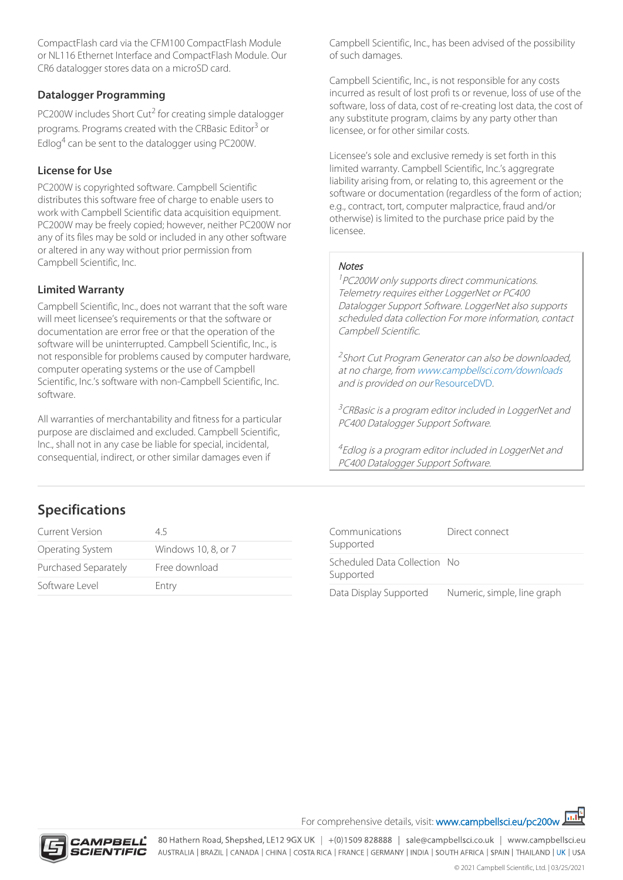CompactFlash card via the CFM100 CompactFlash Module or NL116 Ethernet Interface and CompactFlash Module. Our CR6 datalogger stores data on a microSD card.

### Datalogger Programming

PC200W includes Short Cut[2] for creating simple datalogger programs. Programs created with the CRBasic Editor[3] or Edlog[4] can be sent to the datalogger using PC200W.

### License for Use

PC200W is copyrighted software. Campbell Scientific distributes this software free of charge to enable users to work with Campbell Scientific data acquisition equipment. PC200W may be freely copied; however, neither PC200W nor any of its files may be sold or included in any other software or altered in any way without prior permission from Campbell Scientific, Inc.

### Limited Warranty

Campbell Scientific, Inc., does not warrant that the soft ware will meet licensee's requirements or that the software or documentation are error free or that the operation of the software will be uninterrupted. Campbell Scientific, Inc., is not responsible for problems caused by computer hardware, computer operating systems or the use of Campbell Scientific, Inc.'s software with non-Campbell Scientific, Inc. software.

All warranties of merchantability and fitness for a particular purpose are disclaimed and excluded. Campbell Scientific, Inc., shall not in any case be liable for special, incidental, consequential, indirect, or other similar damages even if Campbell Scientific, Inc., has been advised of the possibility of such damages.

Campbell Scientific, Inc., is not responsible for any costs incurred as result of lost profi ts or revenue, loss of use of the software, loss of data, cost of re-creating lost data, the cost of any substitute program, claims by any party other than licensee, or for other similar costs.

Licensee's sole and exclusive remedy is set forth in this limited warranty. Campbell Scientific, Inc.'s aggregate liability arising from, or relating to, this agreement or the software or documentation (regardless of the form of action; e.g., contract, tort, computer malpractice, fraud and/or otherwise) is limited to the purchase price paid by the licensee.

*Notes*

*[1] PC200W only supports direct communications. Telemetry requires either LoggerNet or PC400 Datalogger Support Software. LoggerNet also supports scheduled data collection For more information, contact Campbell Scientific.*

*[2] Short Cut Program Generator can also be downloaded, at no charge, from www.campbellsci.com/downloads and is provided on our ResourceDVD.*

*[3] CRBasic is a program editor included in LoggerNet and PC400 Datalogger Support Software.*

*[4] Edlog is a program editor included in LoggerNet and PC400 Datalogger Support Software.*

## Specifications

| | |
|---|---|
| Current Version | 4.5 |
| Operating System | Windows 10, 8, or 7 |
| Purchased Separately | Free download |
| Software Level | Entry |
| Communications Supported | Direct connect |
| Scheduled Data Collection Supported | No |
| Data Display Supported | Numeric, simple, line graph |

For comprehensive details, visit: www.campbellsci.eu/pc200w

CAMPBELL SCIENTIFIC

80 Hathern Road, Shepshed, LE12 9GX UK | +(0)1509 828888 | sale@campbellsci.co.uk | www.campbellsci.eu
AUSTRALIA | BRAZIL | CANADA | CHINA | COSTA RICA | FRANCE | GERMANY | INDIA | SOUTH AFRICA | SPAIN | THAILAND | UK | USA

© 2021 Campbell Scientific, Ltd. | 03/25/2021